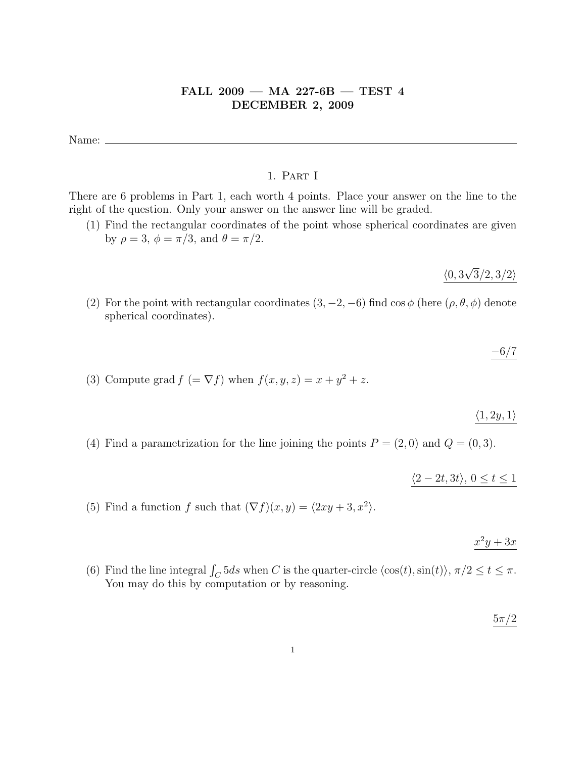# FALL 2009 — MA 227-6B — TEST 4
# DECEMBER 2, 2009

Name: ______________________________________________

## 1. Part I

There are 6 problems in Part 1, each worth 4 points. Place your answer on the line to the right of the question. Only your answer on the answer line will be graded.

(1) Find the rectangular coordinates of the point whose spherical coordinates are given by $\rho = 3$, $\phi = \pi/3$, and $\theta = \pi/2$.

$\langle 0, 3\sqrt{3}/2, 3/2 \rangle$

(2) For the point with rectangular coordinates $(3, -2, -6)$ find $\cos\phi$ (here $(\rho, \theta, \phi)$ denote spherical coordinates).

$-6/7$

(3) Compute grad $f$ $(= \nabla f)$ when $f(x, y, z) = x + y^2 + z$.

$\langle 1, 2y, 1 \rangle$

(4) Find a parametrization for the line joining the points $P = (2, 0)$ and $Q = (0, 3)$.

$\langle 2 - 2t, 3t \rangle$, $0 \leq t \leq 1$

(5) Find a function $f$ such that $(\nabla f)(x, y) = \langle 2xy + 3, x^2 \rangle$.

$x^2y + 3x$

(6) Find the line integral $\int_C 5ds$ when $C$ is the quarter-circle $\langle \cos(t), \sin(t) \rangle$, $\pi/2 \leq t \leq \pi$. You may do this by computation or by reasoning.

$5\pi/2$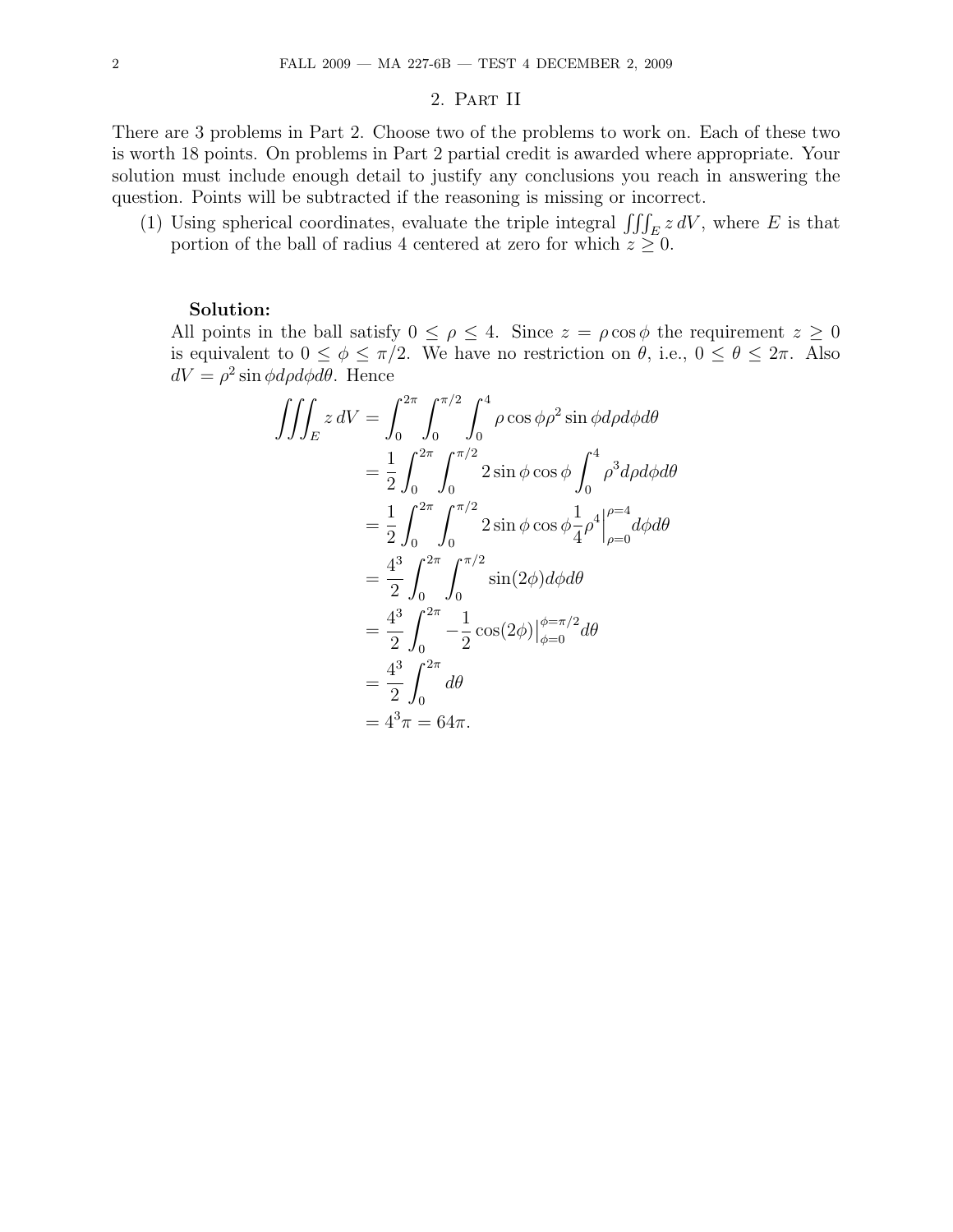## 2. Part II

There are 3 problems in Part 2. Choose two of the problems to work on. Each of these two is worth 18 points. On problems in Part 2 partial credit is awarded where appropriate. Your solution must include enough detail to justify any conclusions you reach in answering the question. Points will be subtracted if the reasoning is missing or incorrect.

(1) Using spherical coordinates, evaluate the triple integral $\iiint_E z\,dV$, where $E$ is that portion of the ball of radius 4 centered at zero for which $z \geq 0$.

**Solution:**

All points in the ball satisfy $0 \leq \rho \leq 4$. Since $z = \rho\cos\phi$ the requirement $z \geq 0$ is equivalent to $0 \leq \phi \leq \pi/2$. We have no restriction on $\theta$, i.e., $0 \leq \theta \leq 2\pi$. Also $dV = \rho^2 \sin\phi d\rho d\phi d\theta$. Hence

$$
\begin{aligned}
\iiint_E z\,dV &= \int_0^{2\pi}\int_0^{\pi/2}\int_0^4 \rho\cos\phi\rho^2\sin\phi d\rho d\phi d\theta \\
&= \frac{1}{2}\int_0^{2\pi}\int_0^{\pi/2} 2\sin\phi\cos\phi \int_0^4 \rho^3 d\rho d\phi d\theta \\
&= \frac{1}{2}\int_0^{2\pi}\int_0^{\pi/2} 2\sin\phi\cos\phi \frac{1}{4}\rho^4\Big|_{\rho=0}^{\rho=4} d\phi d\theta \\
&= \frac{4^3}{2}\int_0^{2\pi}\int_0^{\pi/2} \sin(2\phi) d\phi d\theta \\
&= \frac{4^3}{2}\int_0^{2\pi} -\frac{1}{2}\cos(2\phi)\Big|_{\phi=0}^{\phi=\pi/2} d\theta \\
&= \frac{4^3}{2}\int_0^{2\pi} d\theta \\
&= 4^3\pi = 64\pi.
\end{aligned}
$$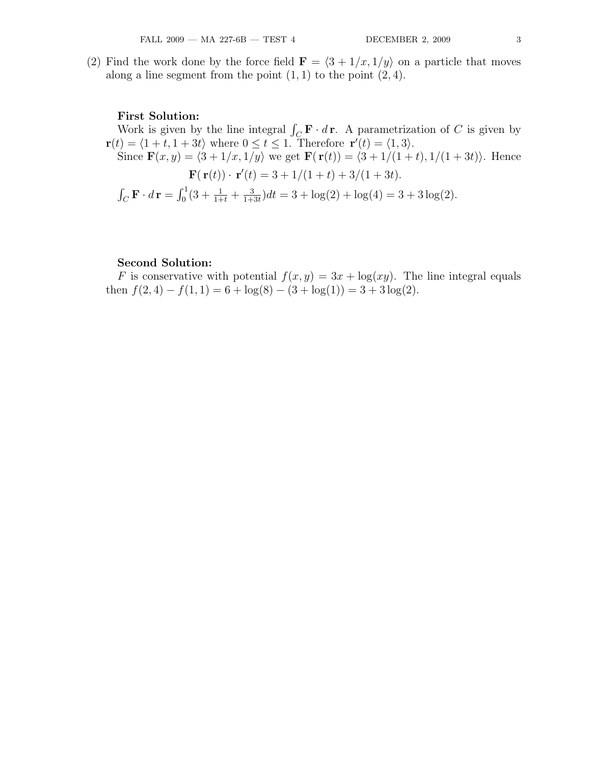(2) Find the work done by the force field $\mathbf{F} = \langle 3 + 1/x, 1/y \rangle$ on a particle that moves along a line segment from the point $(1, 1)$ to the point $(2, 4)$.

**First Solution:**

Work is given by the line integral $\int_C \mathbf{F} \cdot d\,\mathbf{r}$. A parametrization of $C$ is given by $\mathbf{r}(t) = \langle 1 + t, 1 + 3t \rangle$ where $0 \leq t \leq 1$. Therefore $\mathbf{r}'(t) = \langle 1, 3 \rangle$.

Since $\mathbf{F}(x, y) = \langle 3 + 1/x, 1/y \rangle$ we get $\mathbf{F}(\,\mathbf{r}(t)) = \langle 3 + 1/(1 + t), 1/(1 + 3t) \rangle$. Hence

$$\mathbf{F}(\,\mathbf{r}(t)) \cdot \mathbf{r}'(t) = 3 + 1/(1 + t) + 3/(1 + 3t).$$

$\int_C \mathbf{F} \cdot d\,\mathbf{r} = \int_0^1 (3 + \frac{1}{1+t} + \frac{3}{1+3t})dt = 3 + \log(2) + \log(4) = 3 + 3\log(2).$

**Second Solution:**

$F$ is conservative with potential $f(x, y) = 3x + \log(xy)$. The line integral equals then $f(2, 4) - f(1, 1) = 6 + \log(8) - (3 + \log(1)) = 3 + 3\log(2)$.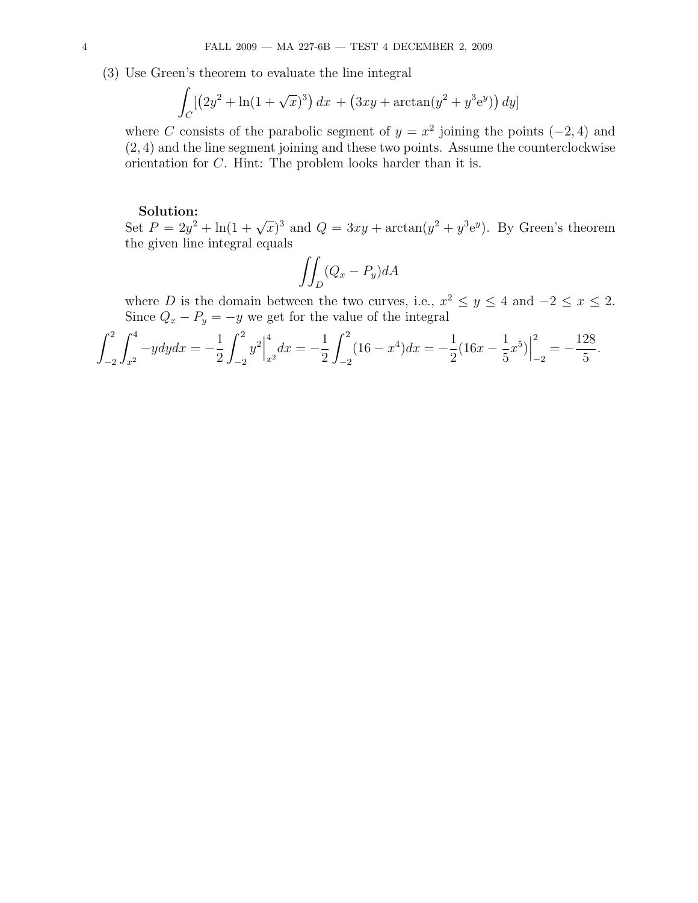(3) Use Green's theorem to evaluate the line integral

$$\int_C [(2y^2 + \ln(1+\sqrt{x})^3)\, dx \; + (3xy + \arctan(y^2 + y^3 \mathrm{e}^y))\, dy]$$

where $C$ consists of the parabolic segment of $y = x^2$ joining the points $(-2, 4)$ and $(2, 4)$ and the line segment joining and these two points. Assume the counterclockwise orientation for $C$. Hint: The problem looks harder than it is.

**Solution:**
Set $P = 2y^2 + \ln(1+\sqrt{x})^3$ and $Q = 3xy + \arctan(y^2 + y^3 \mathrm{e}^y)$. By Green's theorem the given line integral equals

$$\iint_D (Q_x - P_y) dA$$

where $D$ is the domain between the two curves, i.e., $x^2 \le y \le 4$ and $-2 \le x \le 2$. Since $Q_x - P_y = -y$ we get for the value of the integral

$$\int_{-2}^{2}\int_{x^2}^{4} -y dy dx = -\frac{1}{2}\int_{-2}^{2} y^2\Big|_{x^2}^{4} dx = -\frac{1}{2}\int_{-2}^{2}(16 - x^4)dx = -\frac{1}{2}(16x - \frac{1}{5}x^5)\Big|_{-2}^{2} = -\frac{128}{5}.$$